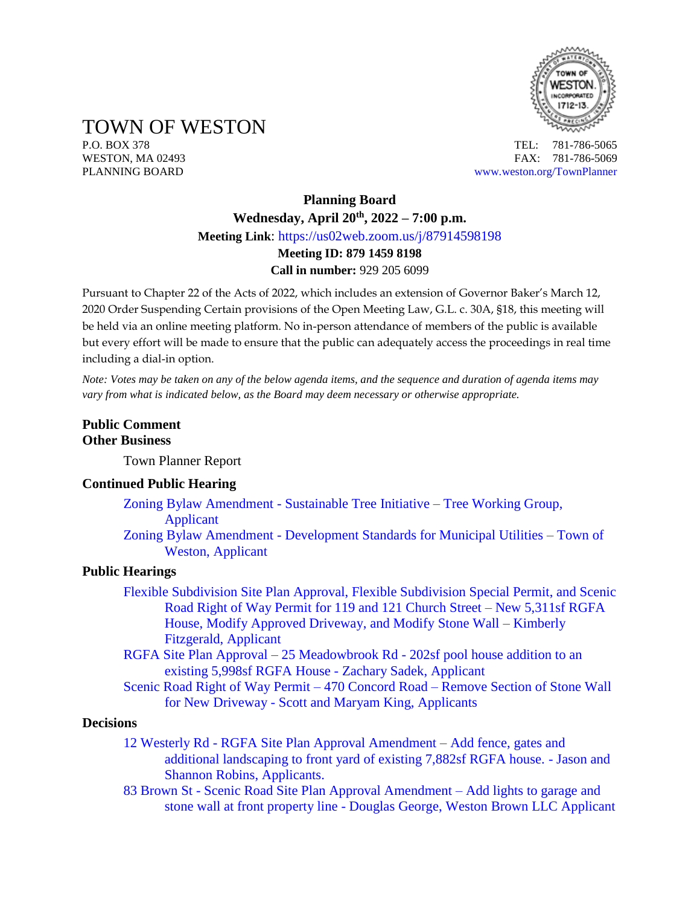# TOWN OF WESTON

P.O. BOX 378
WESTON, MA 02493
PLANNING BOARD

TEL: 781-786-5065
FAX: 781-786-5069
www.weston.org/TownPlanner

**Planning Board**
**Wednesday, April 20th, 2022 – 7:00 p.m.**
**Meeting Link**: https://us02web.zoom.us/j/87914598198
**Meeting ID: 879 1459 8198**
**Call in number:** 929 205 6099

Pursuant to Chapter 22 of the Acts of 2022, which includes an extension of Governor Baker's March 12, 2020 Order Suspending Certain provisions of the Open Meeting Law, G.L. c. 30A, §18, this meeting will be held via an online meeting platform. No in-person attendance of members of the public is available but every effort will be made to ensure that the public can adequately access the proceedings in real time including a dial-in option.

*Note: Votes may be taken on any of the below agenda items, and the sequence and duration of agenda items may vary from what is indicated below, as the Board may deem necessary or otherwise appropriate.*

**Public Comment**
**Other Business**

Town Planner Report

**Continued Public Hearing**

- Zoning Bylaw Amendment - Sustainable Tree Initiative – Tree Working Group, Applicant
- Zoning Bylaw Amendment - Development Standards for Municipal Utilities – Town of Weston, Applicant

**Public Hearings**

- Flexible Subdivision Site Plan Approval, Flexible Subdivision Special Permit, and Scenic Road Right of Way Permit for 119 and 121 Church Street – New 5,311sf RGFA House, Modify Approved Driveway, and Modify Stone Wall – Kimberly Fitzgerald, Applicant
- RGFA Site Plan Approval – 25 Meadowbrook Rd - 202sf pool house addition to an existing 5,998sf RGFA House - Zachary Sadek, Applicant
- Scenic Road Right of Way Permit – 470 Concord Road – Remove Section of Stone Wall for New Driveway - Scott and Maryam King, Applicants

**Decisions**

- 12 Westerly Rd - RGFA Site Plan Approval Amendment – Add fence, gates and additional landscaping to front yard of existing 7,882sf RGFA house. - Jason and Shannon Robins, Applicants.
- 83 Brown St - Scenic Road Site Plan Approval Amendment – Add lights to garage and stone wall at front property line - Douglas George, Weston Brown LLC Applicant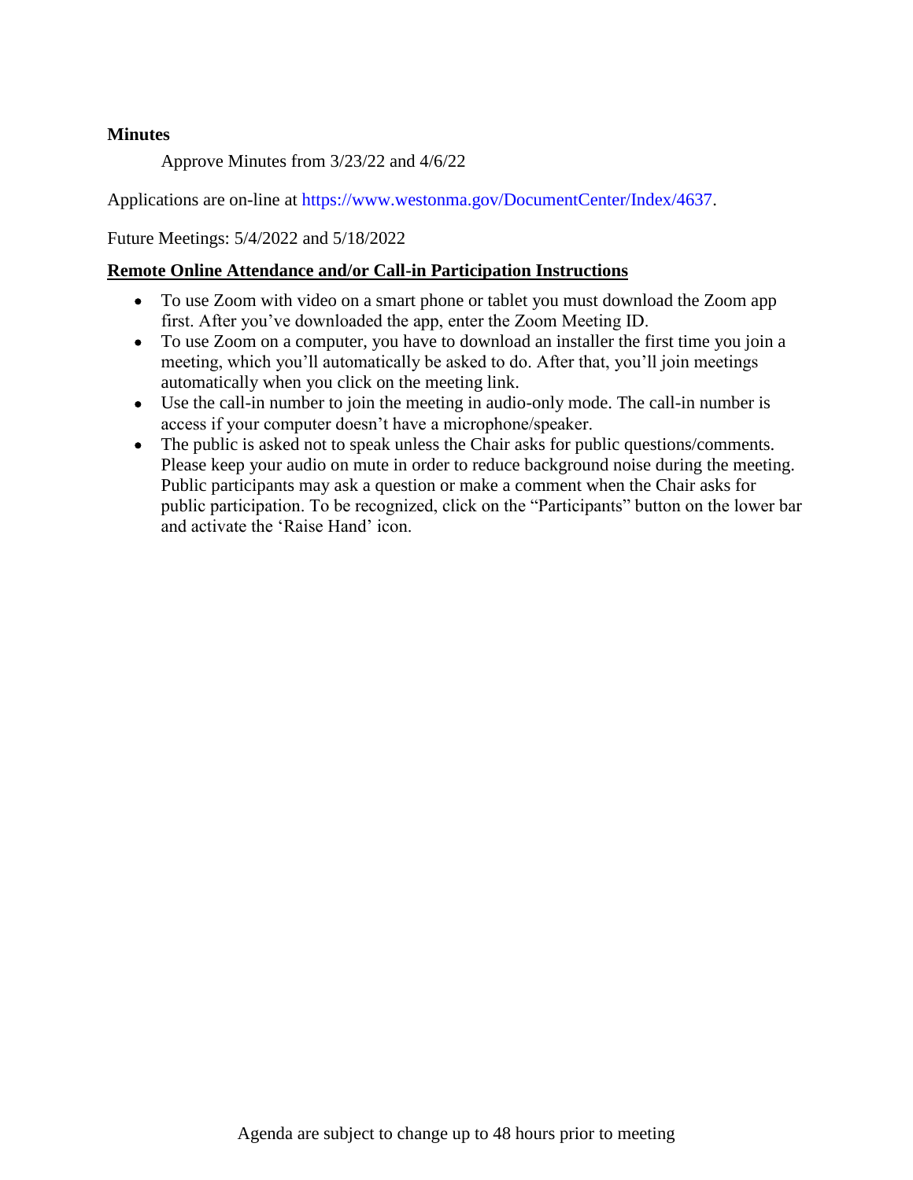**Minutes**

Approve Minutes from 3/23/22 and 4/6/22

Applications are on-line at https://www.westonma.gov/DocumentCenter/Index/4637.

Future Meetings: 5/4/2022 and 5/18/2022

**Remote Online Attendance and/or Call-in Participation Instructions**

- To use Zoom with video on a smart phone or tablet you must download the Zoom app first. After you've downloaded the app, enter the Zoom Meeting ID.
- To use Zoom on a computer, you have to download an installer the first time you join a meeting, which you'll automatically be asked to do. After that, you'll join meetings automatically when you click on the meeting link.
- Use the call-in number to join the meeting in audio-only mode. The call-in number is access if your computer doesn't have a microphone/speaker.
- The public is asked not to speak unless the Chair asks for public questions/comments. Please keep your audio on mute in order to reduce background noise during the meeting. Public participants may ask a question or make a comment when the Chair asks for public participation. To be recognized, click on the "Participants" button on the lower bar and activate the 'Raise Hand' icon.

Agenda are subject to change up to 48 hours prior to meeting